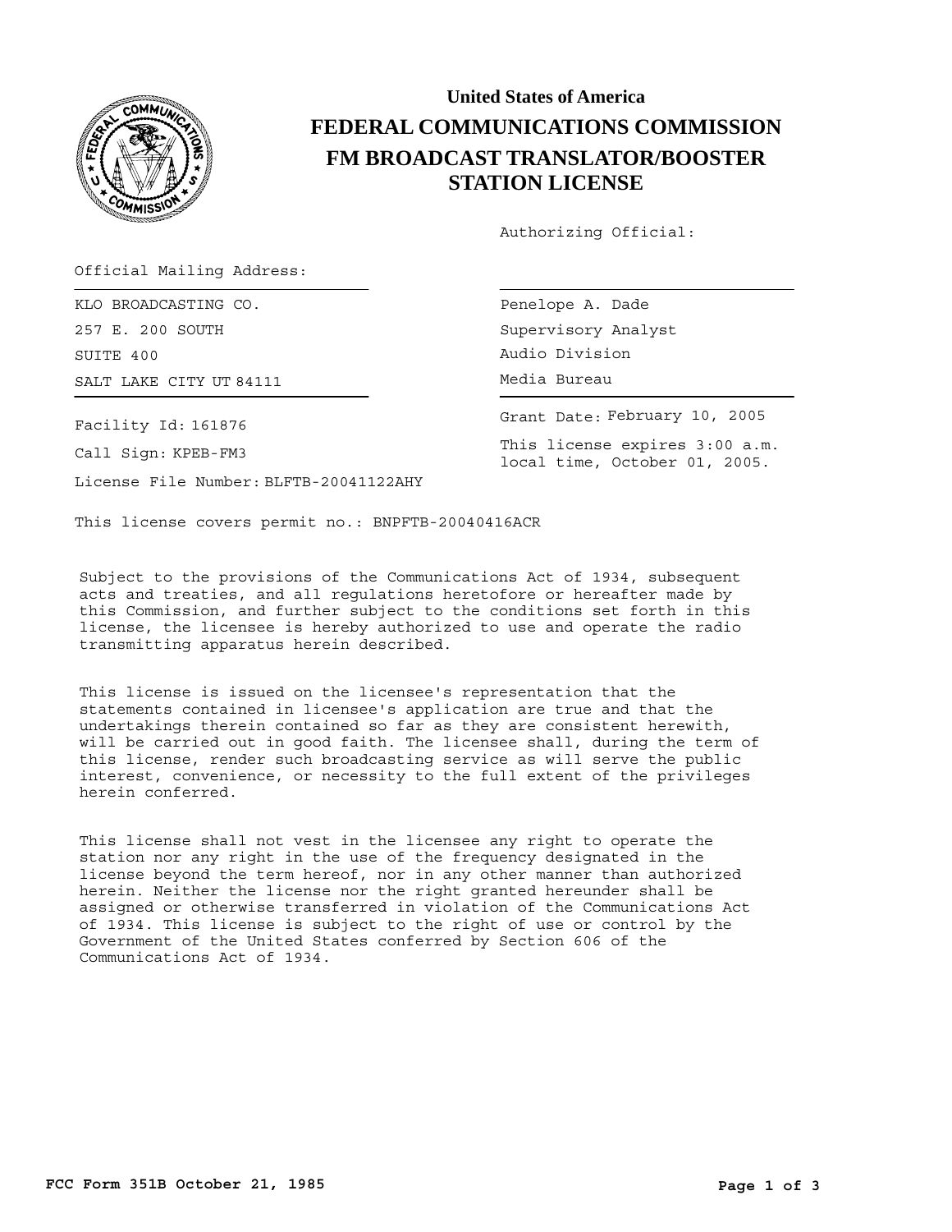# United States of America

# FEDERAL COMMUNICATIONS COMMISSION

## FM BROADCAST TRANSLATOR/BOOSTER STATION LICENSE

Authorizing Official:

Official Mailing Address:

KLO BROADCASTING CO.
257 E. 200 SOUTH
SUITE 400
SALT LAKE CITY UT 84111

Penelope A. Dade
Supervisory Analyst
Audio Division
Media Bureau

Grant Date: February 10, 2005

This license expires 3:00 a.m. local time, October 01, 2005.

Facility Id: 161876

Call Sign: KPEB-FM3

License File Number: BLFTB-20041122AHY

This license covers permit no.: BNPFTB-20040416ACR

Subject to the provisions of the Communications Act of 1934, subsequent acts and treaties, and all regulations heretofore or hereafter made by this Commission, and further subject to the conditions set forth in this license, the licensee is hereby authorized to use and operate the radio transmitting apparatus herein described.

This license is issued on the licensee's representation that the statements contained in licensee's application are true and that the undertakings therein contained so far as they are consistent herewith, will be carried out in good faith. The licensee shall, during the term of this license, render such broadcasting service as will serve the public interest, convenience, or necessity to the full extent of the privileges herein conferred.

This license shall not vest in the licensee any right to operate the station nor any right in the use of the frequency designated in the license beyond the term hereof, nor in any other manner than authorized herein. Neither the license nor the right granted hereunder shall be assigned or otherwise transferred in violation of the Communications Act of 1934. This license is subject to the right of use or control by the Government of the United States conferred by Section 606 of the Communications Act of 1934.

FCC Form 351B October 21, 1985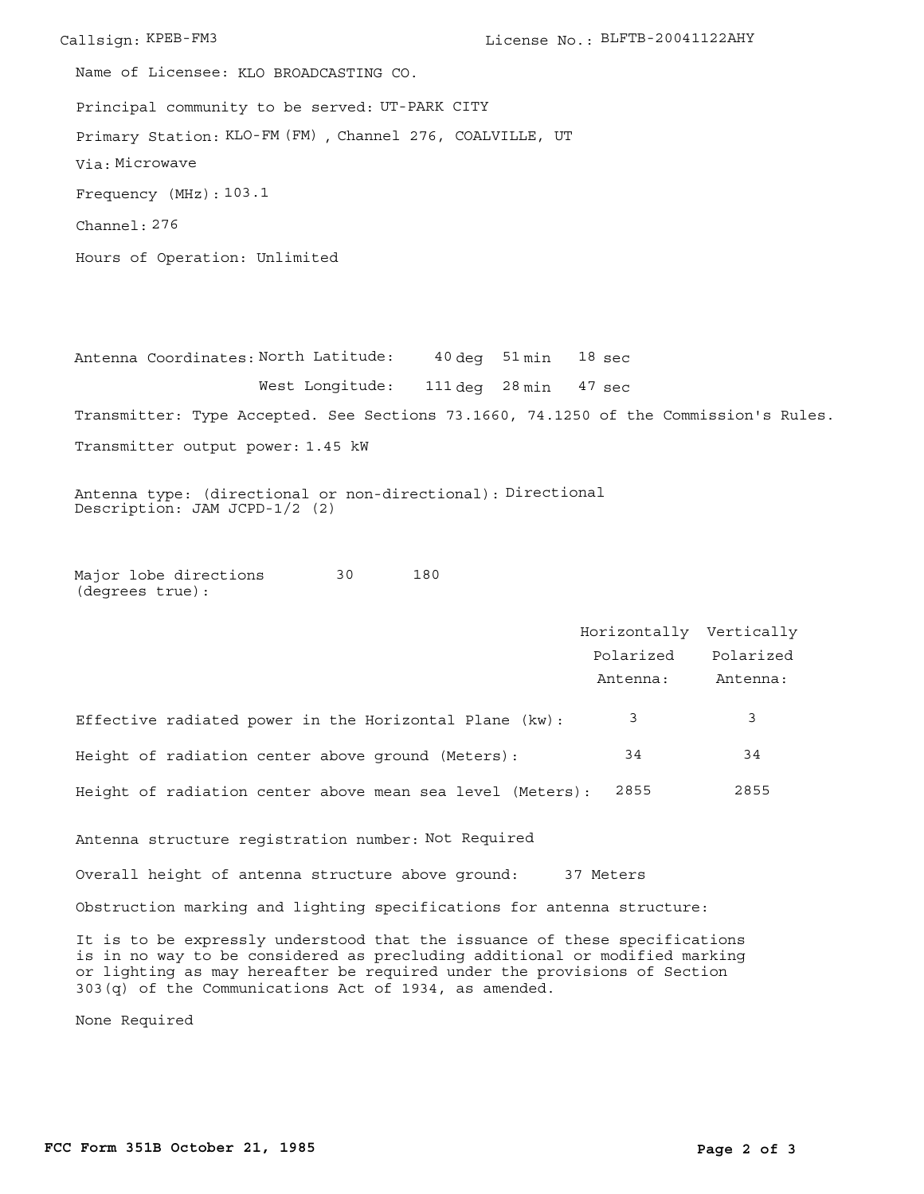Callsign: KPEB-FM3 License No.: BLFTB-20041122AHY

Name of Licensee: KLO BROADCASTING CO.

Principal community to be served: UT-PARK CITY

Primary Station: KLO-FM (FM) , Channel 276, COALVILLE, UT

Via: Microwave

Frequency (MHz): 103.1

Channel: 276

Hours of Operation: Unlimited

Antenna Coordinates: North Latitude: 40 deg 51 min 18 sec

West Longitude: 111 deg 28 min 47 sec

Transmitter: Type Accepted. See Sections 73.1660, 74.1250 of the Commission's Rules.

Transmitter output power: 1.45 kW

Antenna type: (directional or non-directional): Directional
Description: JAM JCPD-1/2 (2)

Major lobe directions (degrees true): 30 180

| | Horizontally Polarized Antenna: | Vertically Polarized Antenna: |
|---|---|---|
| Effective radiated power in the Horizontal Plane (kw): | 3 | 3 |
| Height of radiation center above ground (Meters): | 34 | 34 |
| Height of radiation center above mean sea level (Meters): | 2855 | 2855 |

Antenna structure registration number: Not Required

Overall height of antenna structure above ground: 37 Meters

Obstruction marking and lighting specifications for antenna structure:

It is to be expressly understood that the issuance of these specifications is in no way to be considered as precluding additional or modified marking or lighting as may hereafter be required under the provisions of Section 303(q) of the Communications Act of 1934, as amended.

None Required

FCC Form 351B October 21, 1985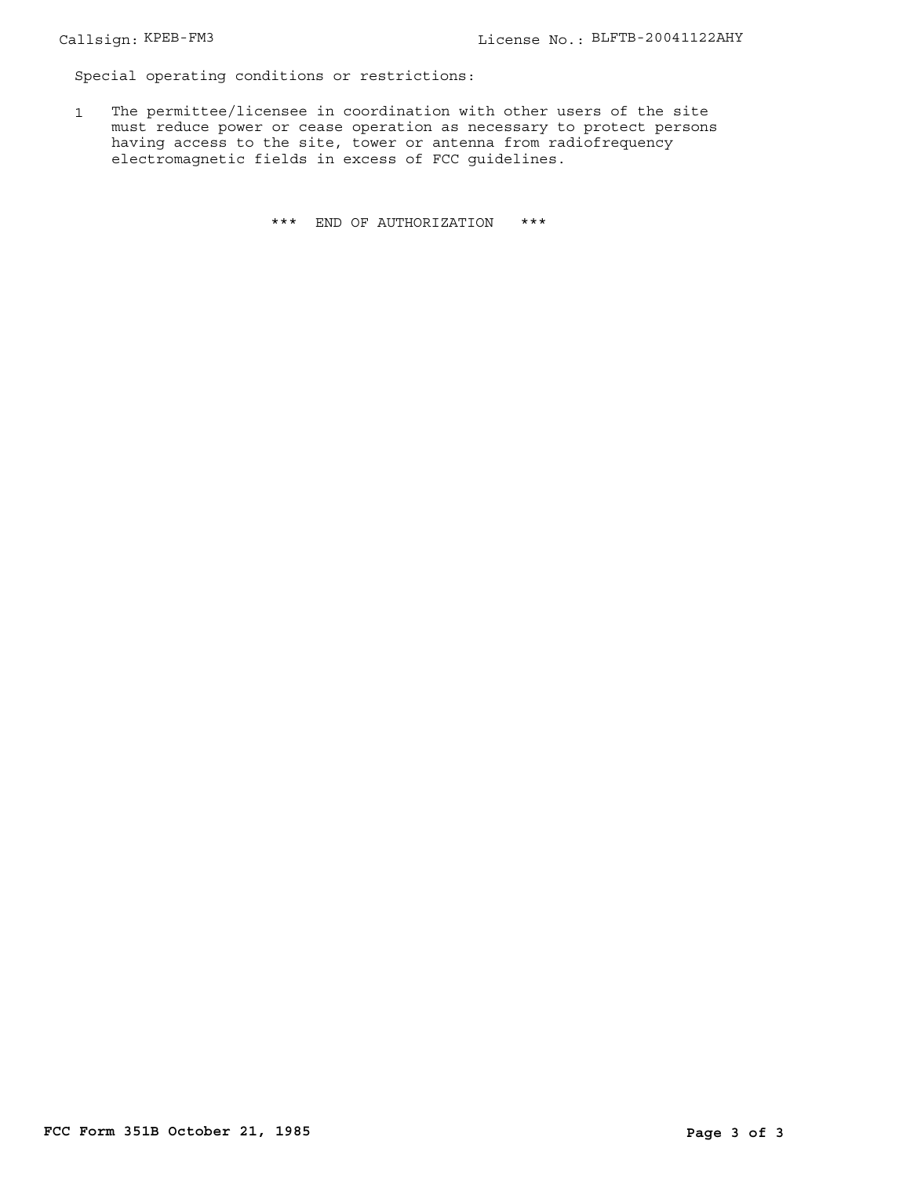Callsign: KPEB-FM3 License No.: BLFTB-20041122AHY

Special operating conditions or restrictions:

1 The permittee/licensee in coordination with other users of the site must reduce power or cease operation as necessary to protect persons having access to the site, tower or antenna from radiofrequency electromagnetic fields in excess of FCC guidelines.

*** END OF AUTHORIZATION ***

**FCC Form 351B October 21, 1985**